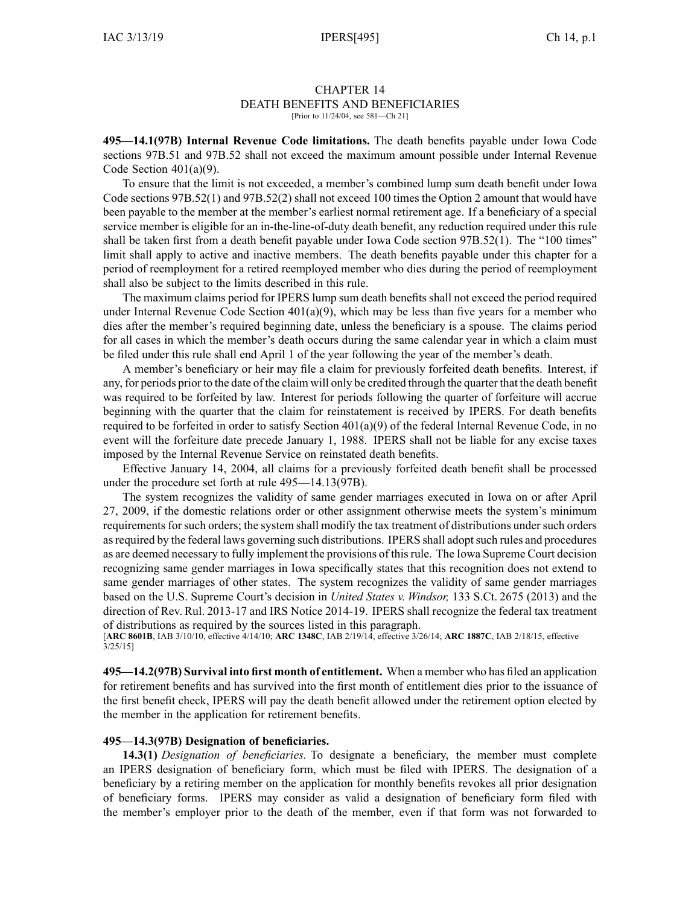# CHAPTER 14
## DEATH BENEFITS AND BENEFICIARIES
[Prior to 11/24/04, see 581—Ch 21]

**495—14.1(97B) Internal Revenue Code limitations.** The death benefits payable under Iowa Code sections 97B.51 and 97B.52 shall not exceed the maximum amount possible under Internal Revenue Code Section 401(a)(9).

To ensure that the limit is not exceeded, a member's combined lump sum death benefit under Iowa Code sections 97B.52(1) and 97B.52(2) shall not exceed 100 times the Option 2 amount that would have been payable to the member at the member's earliest normal retirement age. If a beneficiary of a special service member is eligible for an in-the-line-of-duty death benefit, any reduction required under this rule shall be taken first from a death benefit payable under Iowa Code section 97B.52(1). The "100 times" limit shall apply to active and inactive members. The death benefits payable under this chapter for a period of reemployment for a retired reemployed member who dies during the period of reemployment shall also be subject to the limits described in this rule.

The maximum claims period for IPERS lump sum death benefits shall not exceed the period required under Internal Revenue Code Section 401(a)(9), which may be less than five years for a member who dies after the member's required beginning date, unless the beneficiary is a spouse. The claims period for all cases in which the member's death occurs during the same calendar year in which a claim must be filed under this rule shall end April 1 of the year following the year of the member's death.

A member's beneficiary or heir may file a claim for previously forfeited death benefits. Interest, if any, for periods prior to the date of the claim will only be credited through the quarter that the death benefit was required to be forfeited by law. Interest for periods following the quarter of forfeiture will accrue beginning with the quarter that the claim for reinstatement is received by IPERS. For death benefits required to be forfeited in order to satisfy Section 401(a)(9) of the federal Internal Revenue Code, in no event will the forfeiture date precede January 1, 1988. IPERS shall not be liable for any excise taxes imposed by the Internal Revenue Service on reinstated death benefits.

Effective January 14, 2004, all claims for a previously forfeited death benefit shall be processed under the procedure set forth at rule 495—14.13(97B).

The system recognizes the validity of same gender marriages executed in Iowa on or after April 27, 2009, if the domestic relations order or other assignment otherwise meets the system's minimum requirements for such orders; the system shall modify the tax treatment of distributions under such orders as required by the federal laws governing such distributions. IPERS shall adopt such rules and procedures as are deemed necessary to fully implement the provisions of this rule. The Iowa Supreme Court decision recognizing same gender marriages in Iowa specifically states that this recognition does not extend to same gender marriages of other states. The system recognizes the validity of same gender marriages based on the U.S. Supreme Court's decision in *United States v. Windsor,* 133 S.Ct. 2675 (2013) and the direction of Rev. Rul. 2013-17 and IRS Notice 2014-19. IPERS shall recognize the federal tax treatment of distributions as required by the sources listed in this paragraph.

[**ARC 8601B**, IAB 3/10/10, effective 4/14/10; **ARC 1348C**, IAB 2/19/14, effective 3/26/14; **ARC 1887C**, IAB 2/18/15, effective 3/25/15]

**495—14.2(97B) Survival into first month of entitlement.** When a member who has filed an application for retirement benefits and has survived into the first month of entitlement dies prior to the issuance of the first benefit check, IPERS will pay the death benefit allowed under the retirement option elected by the member in the application for retirement benefits.

**495—14.3(97B) Designation of beneficiaries.**

**14.3(1)** *Designation of beneficiaries.* To designate a beneficiary, the member must complete an IPERS designation of beneficiary form, which must be filed with IPERS. The designation of a beneficiary by a retiring member on the application for monthly benefits revokes all prior designation of beneficiary forms. IPERS may consider as valid a designation of beneficiary form filed with the member's employer prior to the death of the member, even if that form was not forwarded to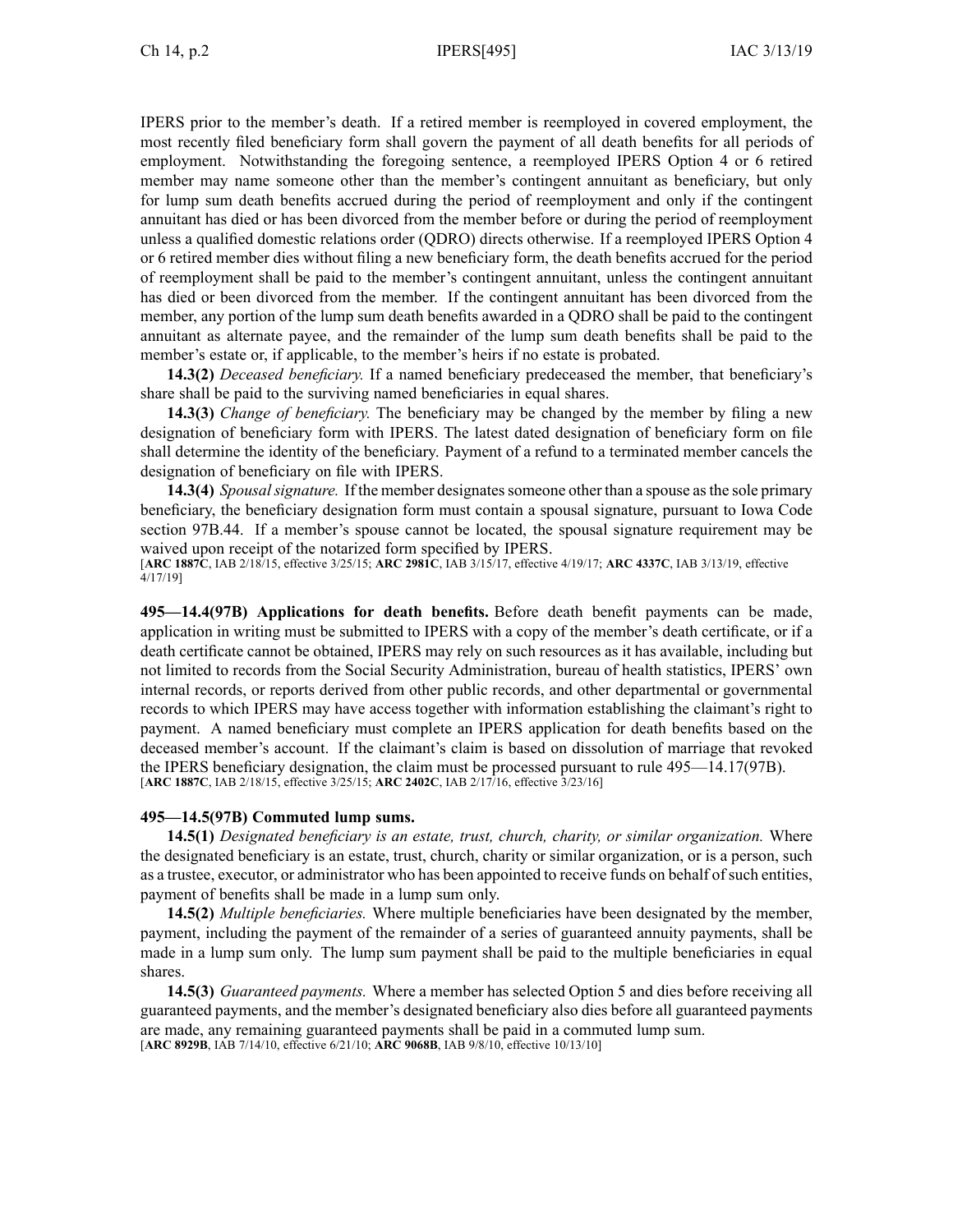IPERS prior to the member's death. If a retired member is reemployed in covered employment, the most recently filed beneficiary form shall govern the payment of all death benefits for all periods of employment. Notwithstanding the foregoing sentence, a reemployed IPERS Option 4 or 6 retired member may name someone other than the member's contingent annuitant as beneficiary, but only for lump sum death benefits accrued during the period of reemployment and only if the contingent annuitant has died or has been divorced from the member before or during the period of reemployment unless a qualified domestic relations order (QDRO) directs otherwise. If a reemployed IPERS Option 4 or 6 retired member dies without filing a new beneficiary form, the death benefits accrued for the period of reemployment shall be paid to the member's contingent annuitant, unless the contingent annuitant has died or been divorced from the member. If the contingent annuitant has been divorced from the member, any portion of the lump sum death benefits awarded in a QDRO shall be paid to the contingent annuitant as alternate payee, and the remainder of the lump sum death benefits shall be paid to the member's estate or, if applicable, to the member's heirs if no estate is probated.

**14.3(2)** *Deceased beneficiary.* If a named beneficiary predeceased the member, that beneficiary's share shall be paid to the surviving named beneficiaries in equal shares.

**14.3(3)** *Change of beneficiary.* The beneficiary may be changed by the member by filing a new designation of beneficiary form with IPERS. The latest dated designation of beneficiary form on file shall determine the identity of the beneficiary. Payment of a refund to a terminated member cancels the designation of beneficiary on file with IPERS.

**14.3(4)** *Spousal signature.* If the member designates someone other than a spouse as the sole primary beneficiary, the beneficiary designation form must contain a spousal signature, pursuant to Iowa Code section 97B.44. If a member's spouse cannot be located, the spousal signature requirement may be waived upon receipt of the notarized form specified by IPERS.

[**ARC 1887C**, IAB 2/18/15, effective 3/25/15; **ARC 2981C**, IAB 3/15/17, effective 4/19/17; **ARC 4337C**, IAB 3/13/19, effective 4/17/19]

**495—14.4(97B) Applications for death benefits.** Before death benefit payments can be made, application in writing must be submitted to IPERS with a copy of the member's death certificate, or if a death certificate cannot be obtained, IPERS may rely on such resources as it has available, including but not limited to records from the Social Security Administration, bureau of health statistics, IPERS' own internal records, or reports derived from other public records, and other departmental or governmental records to which IPERS may have access together with information establishing the claimant's right to payment. A named beneficiary must complete an IPERS application for death benefits based on the deceased member's account. If the claimant's claim is based on dissolution of marriage that revoked the IPERS beneficiary designation, the claim must be processed pursuant to rule 495—14.17(97B).

[**ARC 1887C**, IAB 2/18/15, effective 3/25/15; **ARC 2402C**, IAB 2/17/16, effective 3/23/16]

**495—14.5(97B) Commuted lump sums.**

**14.5(1)** *Designated beneficiary is an estate, trust, church, charity, or similar organization.* Where the designated beneficiary is an estate, trust, church, charity or similar organization, or is a person, such as a trustee, executor, or administrator who has been appointed to receive funds on behalf of such entities, payment of benefits shall be made in a lump sum only.

**14.5(2)** *Multiple beneficiaries.* Where multiple beneficiaries have been designated by the member, payment, including the payment of the remainder of a series of guaranteed annuity payments, shall be made in a lump sum only. The lump sum payment shall be paid to the multiple beneficiaries in equal shares.

**14.5(3)** *Guaranteed payments.* Where a member has selected Option 5 and dies before receiving all guaranteed payments, and the member's designated beneficiary also dies before all guaranteed payments are made, any remaining guaranteed payments shall be paid in a commuted lump sum.

[**ARC 8929B**, IAB 7/14/10, effective 6/21/10; **ARC 9068B**, IAB 9/8/10, effective 10/13/10]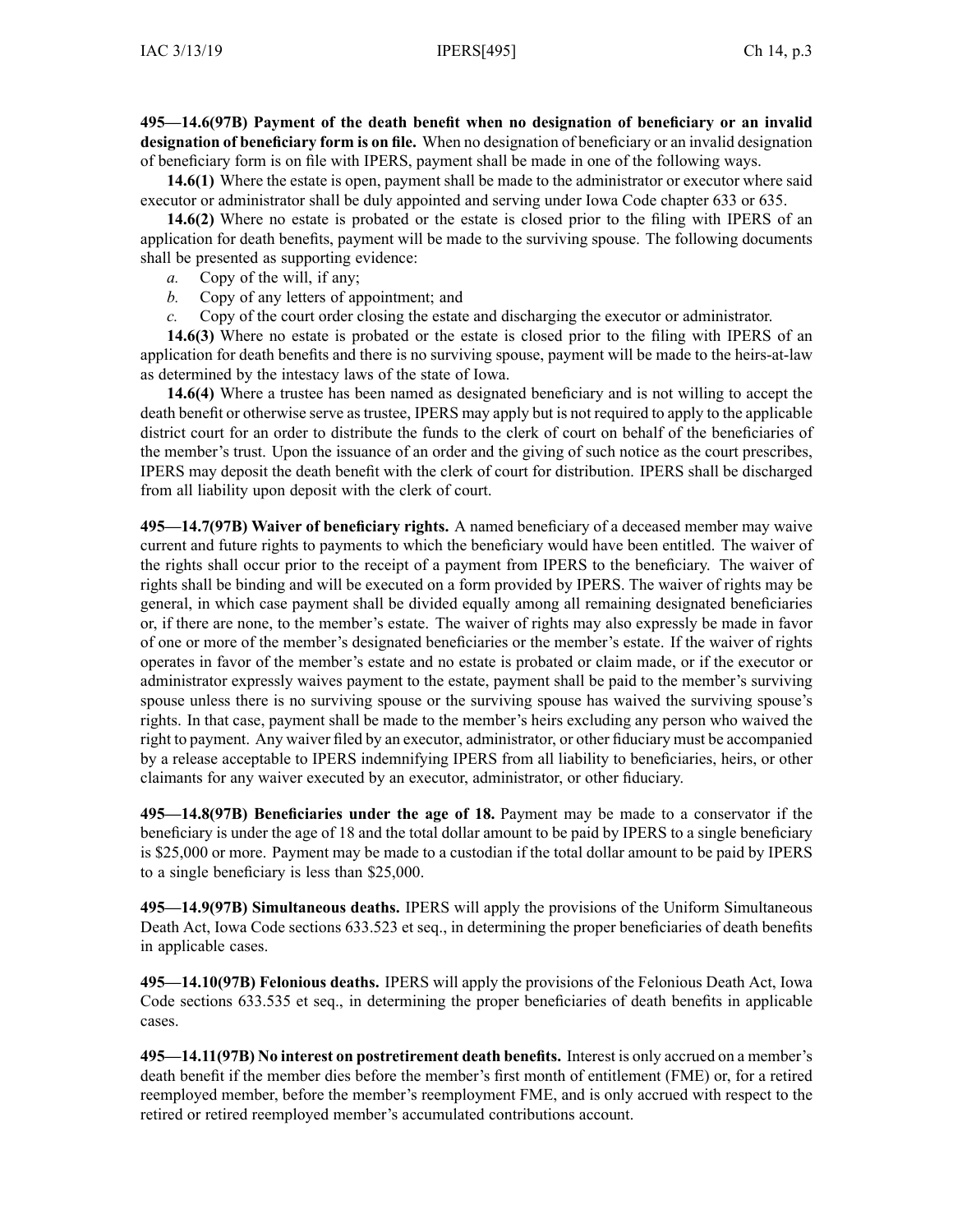**495—14.6(97B) Payment of the death benefit when no designation of beneficiary or an invalid designation of beneficiary form is on file.** When no designation of beneficiary or an invalid designation of beneficiary form is on file with IPERS, payment shall be made in one of the following ways.

**14.6(1)** Where the estate is open, payment shall be made to the administrator or executor where said executor or administrator shall be duly appointed and serving under Iowa Code chapter 633 or 635.

**14.6(2)** Where no estate is probated or the estate is closed prior to the filing with IPERS of an application for death benefits, payment will be made to the surviving spouse. The following documents shall be presented as supporting evidence:

*a.* Copy of the will, if any;

*b.* Copy of any letters of appointment; and

*c.* Copy of the court order closing the estate and discharging the executor or administrator.

**14.6(3)** Where no estate is probated or the estate is closed prior to the filing with IPERS of an application for death benefits and there is no surviving spouse, payment will be made to the heirs-at-law as determined by the intestacy laws of the state of Iowa.

**14.6(4)** Where a trustee has been named as designated beneficiary and is not willing to accept the death benefit or otherwise serve as trustee, IPERS may apply but is not required to apply to the applicable district court for an order to distribute the funds to the clerk of court on behalf of the beneficiaries of the member's trust. Upon the issuance of an order and the giving of such notice as the court prescribes, IPERS may deposit the death benefit with the clerk of court for distribution. IPERS shall be discharged from all liability upon deposit with the clerk of court.

**495—14.7(97B) Waiver of beneficiary rights.** A named beneficiary of a deceased member may waive current and future rights to payments to which the beneficiary would have been entitled. The waiver of the rights shall occur prior to the receipt of a payment from IPERS to the beneficiary. The waiver of rights shall be binding and will be executed on a form provided by IPERS. The waiver of rights may be general, in which case payment shall be divided equally among all remaining designated beneficiaries or, if there are none, to the member's estate. The waiver of rights may also expressly be made in favor of one or more of the member's designated beneficiaries or the member's estate. If the waiver of rights operates in favor of the member's estate and no estate is probated or claim made, or if the executor or administrator expressly waives payment to the estate, payment shall be paid to the member's surviving spouse unless there is no surviving spouse or the surviving spouse has waived the surviving spouse's rights. In that case, payment shall be made to the member's heirs excluding any person who waived the right to payment. Any waiver filed by an executor, administrator, or other fiduciary must be accompanied by a release acceptable to IPERS indemnifying IPERS from all liability to beneficiaries, heirs, or other claimants for any waiver executed by an executor, administrator, or other fiduciary.

**495—14.8(97B) Beneficiaries under the age of 18.** Payment may be made to a conservator if the beneficiary is under the age of 18 and the total dollar amount to be paid by IPERS to a single beneficiary is $25,000 or more. Payment may be made to a custodian if the total dollar amount to be paid by IPERS to a single beneficiary is less than $25,000.

**495—14.9(97B) Simultaneous deaths.** IPERS will apply the provisions of the Uniform Simultaneous Death Act, Iowa Code sections 633.523 et seq., in determining the proper beneficiaries of death benefits in applicable cases.

**495—14.10(97B) Felonious deaths.** IPERS will apply the provisions of the Felonious Death Act, Iowa Code sections 633.535 et seq., in determining the proper beneficiaries of death benefits in applicable cases.

**495—14.11(97B) No interest on postretirement death benefits.** Interest is only accrued on a member's death benefit if the member dies before the member's first month of entitlement (FME) or, for a retired reemployed member, before the member's reemployment FME, and is only accrued with respect to the retired or retired reemployed member's accumulated contributions account.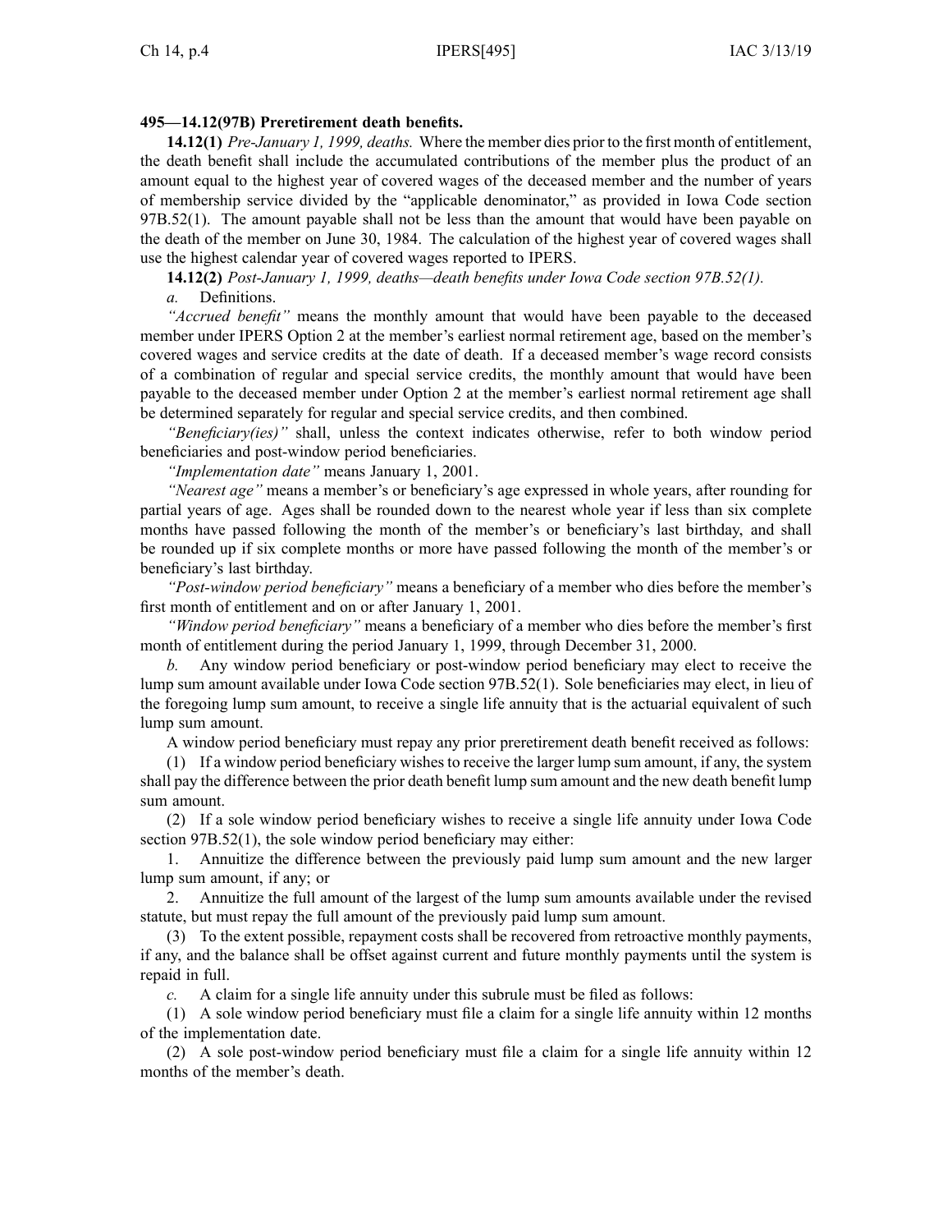**495—14.12(97B) Preretirement death benefits.**

**14.12(1)** *Pre-January 1, 1999, deaths.* Where the member dies prior to the first month of entitlement, the death benefit shall include the accumulated contributions of the member plus the product of an amount equal to the highest year of covered wages of the deceased member and the number of years of membership service divided by the "applicable denominator," as provided in Iowa Code section 97B.52(1). The amount payable shall not be less than the amount that would have been payable on the death of the member on June 30, 1984. The calculation of the highest year of covered wages shall use the highest calendar year of covered wages reported to IPERS.

**14.12(2)** *Post-January 1, 1999, deaths—death benefits under Iowa Code section 97B.52(1).*

*a.* Definitions.

*"Accrued benefit"* means the monthly amount that would have been payable to the deceased member under IPERS Option 2 at the member's earliest normal retirement age, based on the member's covered wages and service credits at the date of death. If a deceased member's wage record consists of a combination of regular and special service credits, the monthly amount that would have been payable to the deceased member under Option 2 at the member's earliest normal retirement age shall be determined separately for regular and special service credits, and then combined.

*"Beneficiary(ies)"* shall, unless the context indicates otherwise, refer to both window period beneficiaries and post-window period beneficiaries.

*"Implementation date"* means January 1, 2001.

*"Nearest age"* means a member's or beneficiary's age expressed in whole years, after rounding for partial years of age. Ages shall be rounded down to the nearest whole year if less than six complete months have passed following the month of the member's or beneficiary's last birthday, and shall be rounded up if six complete months or more have passed following the month of the member's or beneficiary's last birthday.

*"Post-window period beneficiary"* means a beneficiary of a member who dies before the member's first month of entitlement and on or after January 1, 2001.

*"Window period beneficiary"* means a beneficiary of a member who dies before the member's first month of entitlement during the period January 1, 1999, through December 31, 2000.

*b.* Any window period beneficiary or post-window period beneficiary may elect to receive the lump sum amount available under Iowa Code section 97B.52(1). Sole beneficiaries may elect, in lieu of the foregoing lump sum amount, to receive a single life annuity that is the actuarial equivalent of such lump sum amount.

A window period beneficiary must repay any prior preretirement death benefit received as follows:

(1) If a window period beneficiary wishes to receive the larger lump sum amount, if any, the system shall pay the difference between the prior death benefit lump sum amount and the new death benefit lump sum amount.

(2) If a sole window period beneficiary wishes to receive a single life annuity under Iowa Code section 97B.52(1), the sole window period beneficiary may either:

1. Annuitize the difference between the previously paid lump sum amount and the new larger lump sum amount, if any; or

2. Annuitize the full amount of the largest of the lump sum amounts available under the revised statute, but must repay the full amount of the previously paid lump sum amount.

(3) To the extent possible, repayment costs shall be recovered from retroactive monthly payments, if any, and the balance shall be offset against current and future monthly payments until the system is repaid in full.

*c.* A claim for a single life annuity under this subrule must be filed as follows:

(1) A sole window period beneficiary must file a claim for a single life annuity within 12 months of the implementation date.

(2) A sole post-window period beneficiary must file a claim for a single life annuity within 12 months of the member's death.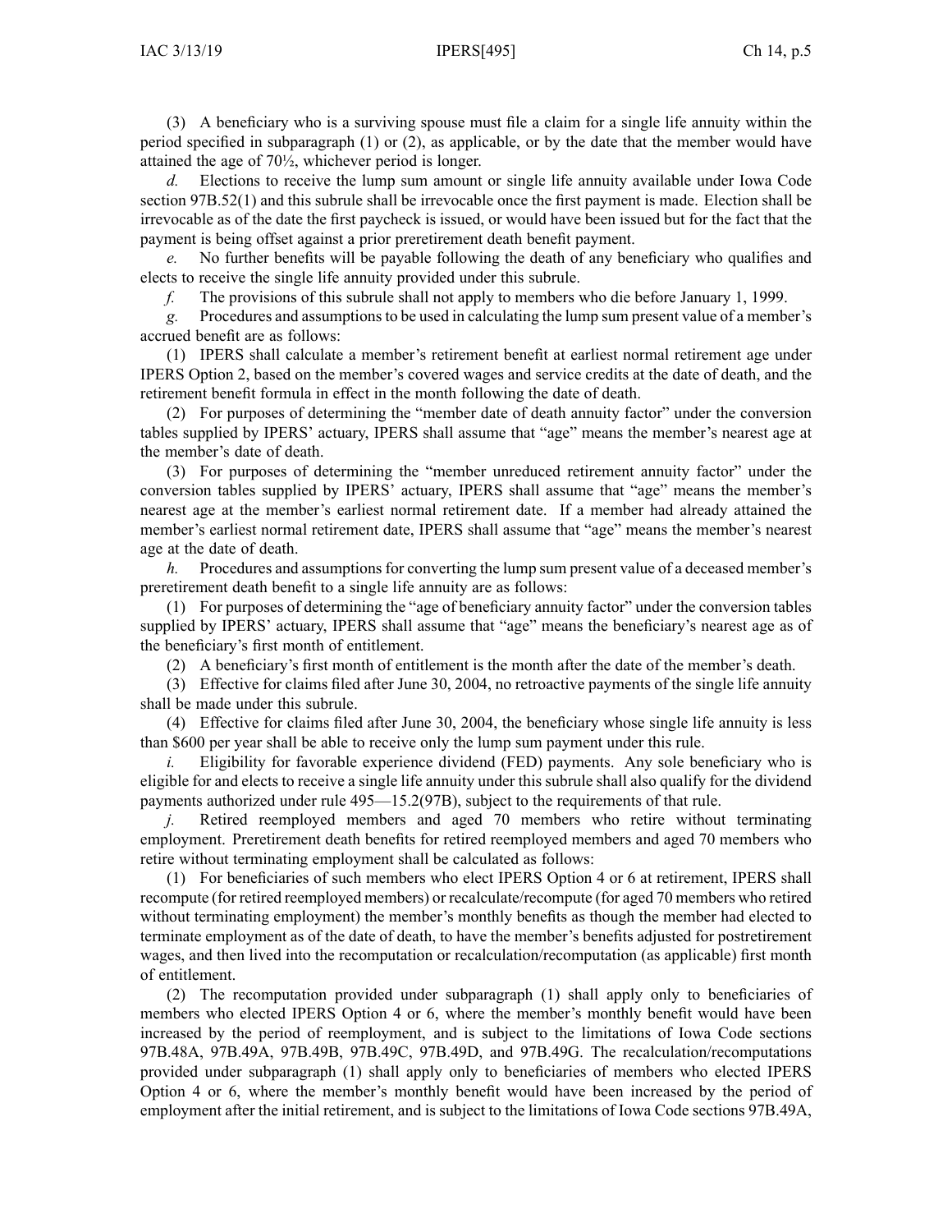(3) A beneficiary who is a surviving spouse must file a claim for a single life annuity within the period specified in subparagraph (1) or (2), as applicable, or by the date that the member would have attained the age of 70½, whichever period is longer.

*d.* Elections to receive the lump sum amount or single life annuity available under Iowa Code section 97B.52(1) and this subrule shall be irrevocable once the first payment is made. Election shall be irrevocable as of the date the first paycheck is issued, or would have been issued but for the fact that the payment is being offset against a prior preretirement death benefit payment.

*e.* No further benefits will be payable following the death of any beneficiary who qualifies and elects to receive the single life annuity provided under this subrule.

*f.* The provisions of this subrule shall not apply to members who die before January 1, 1999.

*g.* Procedures and assumptions to be used in calculating the lump sum present value of a member's accrued benefit are as follows:

(1) IPERS shall calculate a member's retirement benefit at earliest normal retirement age under IPERS Option 2, based on the member's covered wages and service credits at the date of death, and the retirement benefit formula in effect in the month following the date of death.

(2) For purposes of determining the "member date of death annuity factor" under the conversion tables supplied by IPERS' actuary, IPERS shall assume that "age" means the member's nearest age at the member's date of death.

(3) For purposes of determining the "member unreduced retirement annuity factor" under the conversion tables supplied by IPERS' actuary, IPERS shall assume that "age" means the member's nearest age at the member's earliest normal retirement date. If a member had already attained the member's earliest normal retirement date, IPERS shall assume that "age" means the member's nearest age at the date of death.

*h.* Procedures and assumptions for converting the lump sum present value of a deceased member's preretirement death benefit to a single life annuity are as follows:

(1) For purposes of determining the "age of beneficiary annuity factor" under the conversion tables supplied by IPERS' actuary, IPERS shall assume that "age" means the beneficiary's nearest age as of the beneficiary's first month of entitlement.

(2) A beneficiary's first month of entitlement is the month after the date of the member's death.

(3) Effective for claims filed after June 30, 2004, no retroactive payments of the single life annuity shall be made under this subrule.

(4) Effective for claims filed after June 30, 2004, the beneficiary whose single life annuity is less than $600 per year shall be able to receive only the lump sum payment under this rule.

*i.* Eligibility for favorable experience dividend (FED) payments. Any sole beneficiary who is eligible for and elects to receive a single life annuity under this subrule shall also qualify for the dividend payments authorized under rule 495—15.2(97B), subject to the requirements of that rule.

*j.* Retired reemployed members and aged 70 members who retire without terminating employment. Preretirement death benefits for retired reemployed members and aged 70 members who retire without terminating employment shall be calculated as follows:

(1) For beneficiaries of such members who elect IPERS Option 4 or 6 at retirement, IPERS shall recompute (for retired reemployed members) or recalculate/recompute (for aged 70 members who retired without terminating employment) the member's monthly benefits as though the member had elected to terminate employment as of the date of death, to have the member's benefits adjusted for postretirement wages, and then lived into the recomputation or recalculation/recomputation (as applicable) first month of entitlement.

(2) The recomputation provided under subparagraph (1) shall apply only to beneficiaries of members who elected IPERS Option 4 or 6, where the member's monthly benefit would have been increased by the period of reemployment, and is subject to the limitations of Iowa Code sections 97B.48A, 97B.49A, 97B.49B, 97B.49C, 97B.49D, and 97B.49G. The recalculation/recomputations provided under subparagraph (1) shall apply only to beneficiaries of members who elected IPERS Option 4 or 6, where the member's monthly benefit would have been increased by the period of employment after the initial retirement, and is subject to the limitations of Iowa Code sections 97B.49A,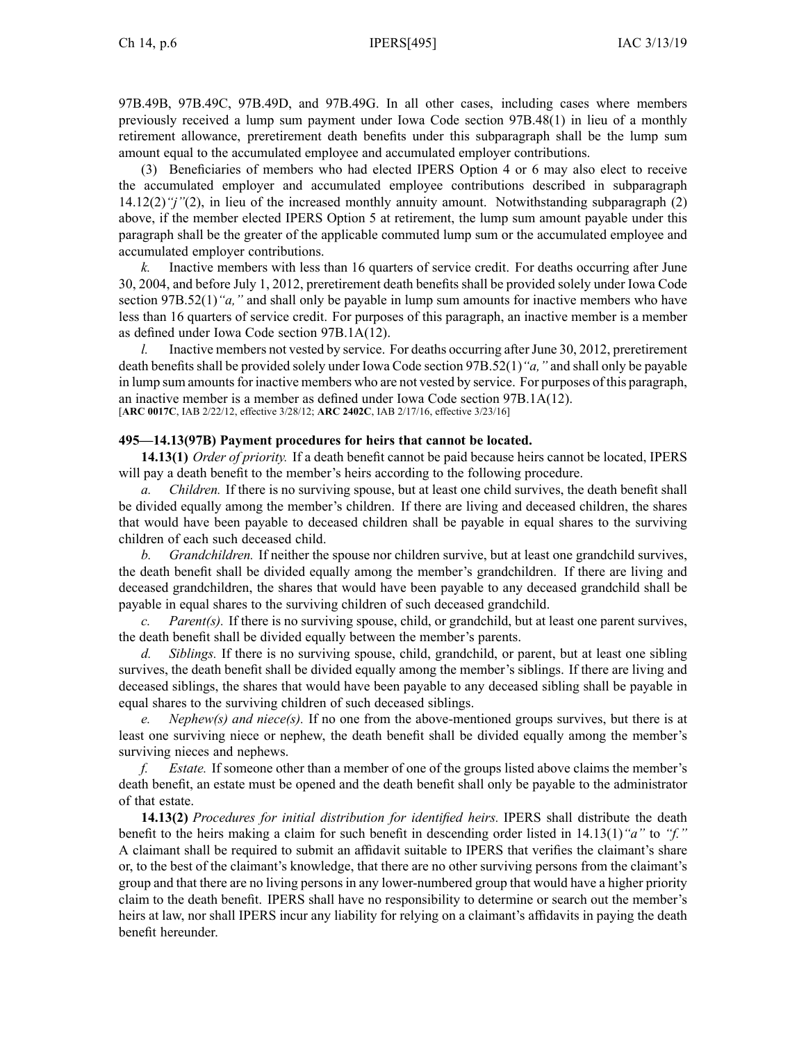97B.49B, 97B.49C, 97B.49D, and 97B.49G. In all other cases, including cases where members previously received a lump sum payment under Iowa Code section 97B.48(1) in lieu of a monthly retirement allowance, preretirement death benefits under this subparagraph shall be the lump sum amount equal to the accumulated employee and accumulated employer contributions.

(3) Beneficiaries of members who had elected IPERS Option 4 or 6 may also elect to receive the accumulated employer and accumulated employee contributions described in subparagraph 14.12(2)*"j"*(2), in lieu of the increased monthly annuity amount. Notwithstanding subparagraph (2) above, if the member elected IPERS Option 5 at retirement, the lump sum amount payable under this paragraph shall be the greater of the applicable commuted lump sum or the accumulated employee and accumulated employer contributions.

*k.* Inactive members with less than 16 quarters of service credit. For deaths occurring after June 30, 2004, and before July 1, 2012, preretirement death benefits shall be provided solely under Iowa Code section 97B.52(1)*"a,"* and shall only be payable in lump sum amounts for inactive members who have less than 16 quarters of service credit. For purposes of this paragraph, an inactive member is a member as defined under Iowa Code section 97B.1A(12).

*l.* Inactive members not vested by service. For deaths occurring after June 30, 2012, preretirement death benefits shall be provided solely under Iowa Code section 97B.52(1)*"a,"* and shall only be payable in lump sum amounts for inactive members who are not vested by service. For purposes of this paragraph, an inactive member is a member as defined under Iowa Code section 97B.1A(12).

[**ARC 0017C**, IAB 2/22/12, effective 3/28/12; **ARC 2402C**, IAB 2/17/16, effective 3/23/16]

**495—14.13(97B) Payment procedures for heirs that cannot be located.**

**14.13(1)** *Order of priority.* If a death benefit cannot be paid because heirs cannot be located, IPERS will pay a death benefit to the member's heirs according to the following procedure.

*a. Children.* If there is no surviving spouse, but at least one child survives, the death benefit shall be divided equally among the member's children. If there are living and deceased children, the shares that would have been payable to deceased children shall be payable in equal shares to the surviving children of each such deceased child.

*b. Grandchildren.* If neither the spouse nor children survive, but at least one grandchild survives, the death benefit shall be divided equally among the member's grandchildren. If there are living and deceased grandchildren, the shares that would have been payable to any deceased grandchild shall be payable in equal shares to the surviving children of such deceased grandchild.

*c. Parent(s).* If there is no surviving spouse, child, or grandchild, but at least one parent survives, the death benefit shall be divided equally between the member's parents.

*d. Siblings.* If there is no surviving spouse, child, grandchild, or parent, but at least one sibling survives, the death benefit shall be divided equally among the member's siblings. If there are living and deceased siblings, the shares that would have been payable to any deceased sibling shall be payable in equal shares to the surviving children of such deceased siblings.

*e. Nephew(s) and niece(s).* If no one from the above-mentioned groups survives, but there is at least one surviving niece or nephew, the death benefit shall be divided equally among the member's surviving nieces and nephews.

*f. Estate.* If someone other than a member of one of the groups listed above claims the member's death benefit, an estate must be opened and the death benefit shall only be payable to the administrator of that estate.

**14.13(2)** *Procedures for initial distribution for identified heirs.* IPERS shall distribute the death benefit to the heirs making a claim for such benefit in descending order listed in 14.13(1)*"a"* to *"f."* A claimant shall be required to submit an affidavit suitable to IPERS that verifies the claimant's share or, to the best of the claimant's knowledge, that there are no other surviving persons from the claimant's group and that there are no living persons in any lower-numbered group that would have a higher priority claim to the death benefit. IPERS shall have no responsibility to determine or search out the member's heirs at law, nor shall IPERS incur any liability for relying on a claimant's affidavits in paying the death benefit hereunder.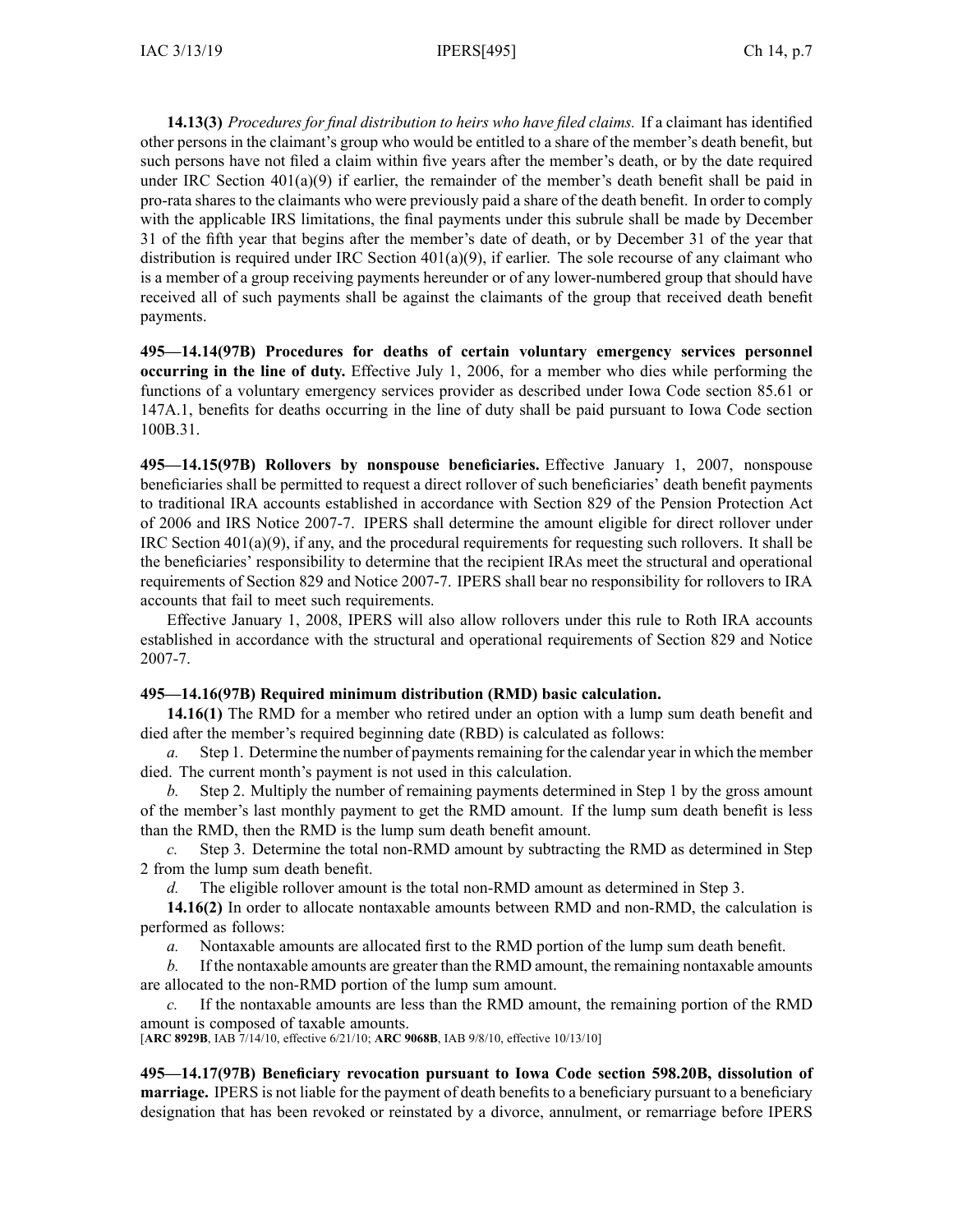**14.13(3)** *Procedures for final distribution to heirs who have filed claims.* If a claimant has identified other persons in the claimant's group who would be entitled to a share of the member's death benefit, but such persons have not filed a claim within five years after the member's death, or by the date required under IRC Section 401(a)(9) if earlier, the remainder of the member's death benefit shall be paid in pro-rata shares to the claimants who were previously paid a share of the death benefit. In order to comply with the applicable IRS limitations, the final payments under this subrule shall be made by December 31 of the fifth year that begins after the member's date of death, or by December 31 of the year that distribution is required under IRC Section 401(a)(9), if earlier. The sole recourse of any claimant who is a member of a group receiving payments hereunder or of any lower-numbered group that should have received all of such payments shall be against the claimants of the group that received death benefit payments.

**495—14.14(97B) Procedures for deaths of certain voluntary emergency services personnel occurring in the line of duty.** Effective July 1, 2006, for a member who dies while performing the functions of a voluntary emergency services provider as described under Iowa Code section 85.61 or 147A.1, benefits for deaths occurring in the line of duty shall be paid pursuant to Iowa Code section 100B.31.

**495—14.15(97B) Rollovers by nonspouse beneficiaries.** Effective January 1, 2007, nonspouse beneficiaries shall be permitted to request a direct rollover of such beneficiaries' death benefit payments to traditional IRA accounts established in accordance with Section 829 of the Pension Protection Act of 2006 and IRS Notice 2007-7. IPERS shall determine the amount eligible for direct rollover under IRC Section 401(a)(9), if any, and the procedural requirements for requesting such rollovers. It shall be the beneficiaries' responsibility to determine that the recipient IRAs meet the structural and operational requirements of Section 829 and Notice 2007-7. IPERS shall bear no responsibility for rollovers to IRA accounts that fail to meet such requirements.

Effective January 1, 2008, IPERS will also allow rollovers under this rule to Roth IRA accounts established in accordance with the structural and operational requirements of Section 829 and Notice 2007-7.

**495—14.16(97B) Required minimum distribution (RMD) basic calculation.**

**14.16(1)** The RMD for a member who retired under an option with a lump sum death benefit and died after the member's required beginning date (RBD) is calculated as follows:

*a.* Step 1. Determine the number of payments remaining for the calendar year in which the member died. The current month's payment is not used in this calculation.

*b.* Step 2. Multiply the number of remaining payments determined in Step 1 by the gross amount of the member's last monthly payment to get the RMD amount. If the lump sum death benefit is less than the RMD, then the RMD is the lump sum death benefit amount.

*c.* Step 3. Determine the total non-RMD amount by subtracting the RMD as determined in Step 2 from the lump sum death benefit.

*d.* The eligible rollover amount is the total non-RMD amount as determined in Step 3.

**14.16(2)** In order to allocate nontaxable amounts between RMD and non-RMD, the calculation is performed as follows:

*a.* Nontaxable amounts are allocated first to the RMD portion of the lump sum death benefit.

*b.* If the nontaxable amounts are greater than the RMD amount, the remaining nontaxable amounts are allocated to the non-RMD portion of the lump sum amount.

*c.* If the nontaxable amounts are less than the RMD amount, the remaining portion of the RMD amount is composed of taxable amounts.

[**ARC 8929B**, IAB 7/14/10, effective 6/21/10; **ARC 9068B**, IAB 9/8/10, effective 10/13/10]

**495—14.17(97B) Beneficiary revocation pursuant to Iowa Code section 598.20B, dissolution of marriage.** IPERS is not liable for the payment of death benefits to a beneficiary pursuant to a beneficiary designation that has been revoked or reinstated by a divorce, annulment, or remarriage before IPERS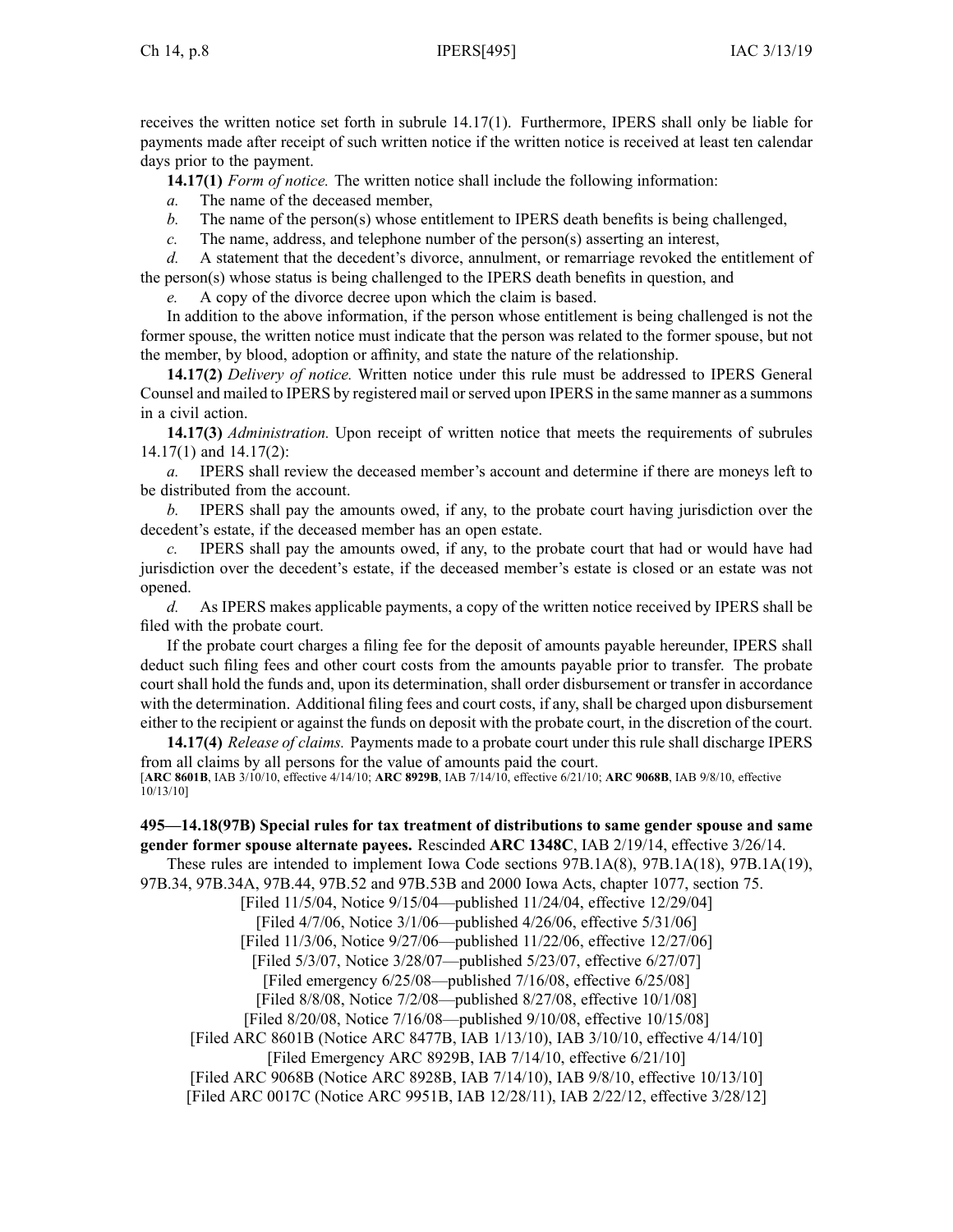receives the written notice set forth in subrule 14.17(1). Furthermore, IPERS shall only be liable for payments made after receipt of such written notice if the written notice is received at least ten calendar days prior to the payment.

**14.17(1)** *Form of notice.* The written notice shall include the following information:

*a.* The name of the deceased member,

*b.* The name of the person(s) whose entitlement to IPERS death benefits is being challenged,

*c.* The name, address, and telephone number of the person(s) asserting an interest,

*d.* A statement that the decedent's divorce, annulment, or remarriage revoked the entitlement of the person(s) whose status is being challenged to the IPERS death benefits in question, and

*e.* A copy of the divorce decree upon which the claim is based.

In addition to the above information, if the person whose entitlement is being challenged is not the former spouse, the written notice must indicate that the person was related to the former spouse, but not the member, by blood, adoption or affinity, and state the nature of the relationship.

**14.17(2)** *Delivery of notice.* Written notice under this rule must be addressed to IPERS General Counsel and mailed to IPERS by registered mail or served upon IPERS in the same manner as a summons in a civil action.

**14.17(3)** *Administration.* Upon receipt of written notice that meets the requirements of subrules 14.17(1) and 14.17(2):

*a.* IPERS shall review the deceased member's account and determine if there are moneys left to be distributed from the account.

*b.* IPERS shall pay the amounts owed, if any, to the probate court having jurisdiction over the decedent's estate, if the deceased member has an open estate.

*c.* IPERS shall pay the amounts owed, if any, to the probate court that had or would have had jurisdiction over the decedent's estate, if the deceased member's estate is closed or an estate was not opened.

*d.* As IPERS makes applicable payments, a copy of the written notice received by IPERS shall be filed with the probate court.

If the probate court charges a filing fee for the deposit of amounts payable hereunder, IPERS shall deduct such filing fees and other court costs from the amounts payable prior to transfer. The probate court shall hold the funds and, upon its determination, shall order disbursement or transfer in accordance with the determination. Additional filing fees and court costs, if any, shall be charged upon disbursement either to the recipient or against the funds on deposit with the probate court, in the discretion of the court.

**14.17(4)** *Release of claims.* Payments made to a probate court under this rule shall discharge IPERS from all claims by all persons for the value of amounts paid the court.

[**ARC 8601B**, IAB 3/10/10, effective 4/14/10; **ARC 8929B**, IAB 7/14/10, effective 6/21/10; **ARC 9068B**, IAB 9/8/10, effective 10/13/10]

**495—14.18(97B) Special rules for tax treatment of distributions to same gender spouse and same gender former spouse alternate payees.** Rescinded **ARC 1348C**, IAB 2/19/14, effective 3/26/14.

These rules are intended to implement Iowa Code sections 97B.1A(8), 97B.1A(18), 97B.1A(19), 97B.34, 97B.34A, 97B.44, 97B.52 and 97B.53B and 2000 Iowa Acts, chapter 1077, section 75.

[Filed 11/5/04, Notice 9/15/04—published 11/24/04, effective 12/29/04]
[Filed 4/7/06, Notice 3/1/06—published 4/26/06, effective 5/31/06]
[Filed 11/3/06, Notice 9/27/06—published 11/22/06, effective 12/27/06]
[Filed 5/3/07, Notice 3/28/07—published 5/23/07, effective 6/27/07]
[Filed emergency 6/25/08—published 7/16/08, effective 6/25/08]
[Filed 8/8/08, Notice 7/2/08—published 8/27/08, effective 10/1/08]
[Filed 8/20/08, Notice 7/16/08—published 9/10/08, effective 10/15/08]
[Filed ARC 8601B (Notice ARC 8477B, IAB 1/13/10), IAB 3/10/10, effective 4/14/10]
[Filed Emergency ARC 8929B, IAB 7/14/10, effective 6/21/10]
[Filed ARC 9068B (Notice ARC 8928B, IAB 7/14/10), IAB 9/8/10, effective 10/13/10]
[Filed ARC 0017C (Notice ARC 9951B, IAB 12/28/11), IAB 2/22/12, effective 3/28/12]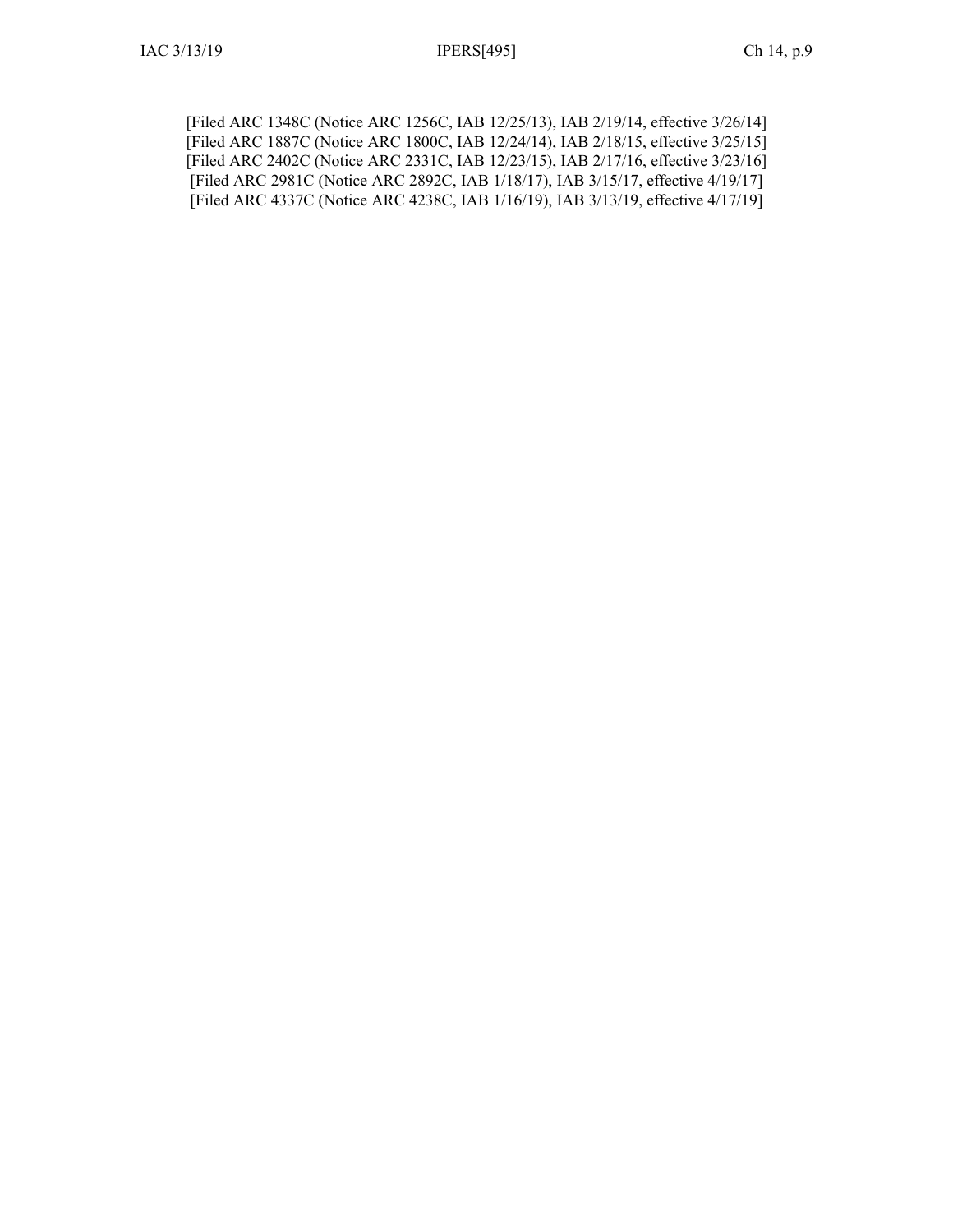[Filed ARC 1348C (Notice ARC 1256C, IAB 12/25/13), IAB 2/19/14, effective 3/26/14]
[Filed ARC 1887C (Notice ARC 1800C, IAB 12/24/14), IAB 2/18/15, effective 3/25/15]
[Filed ARC 2402C (Notice ARC 2331C, IAB 12/23/15), IAB 2/17/16, effective 3/23/16]
[Filed ARC 2981C (Notice ARC 2892C, IAB 1/18/17), IAB 3/15/17, effective 4/19/17]
[Filed ARC 4337C (Notice ARC 4238C, IAB 1/16/19), IAB 3/13/19, effective 4/17/19]